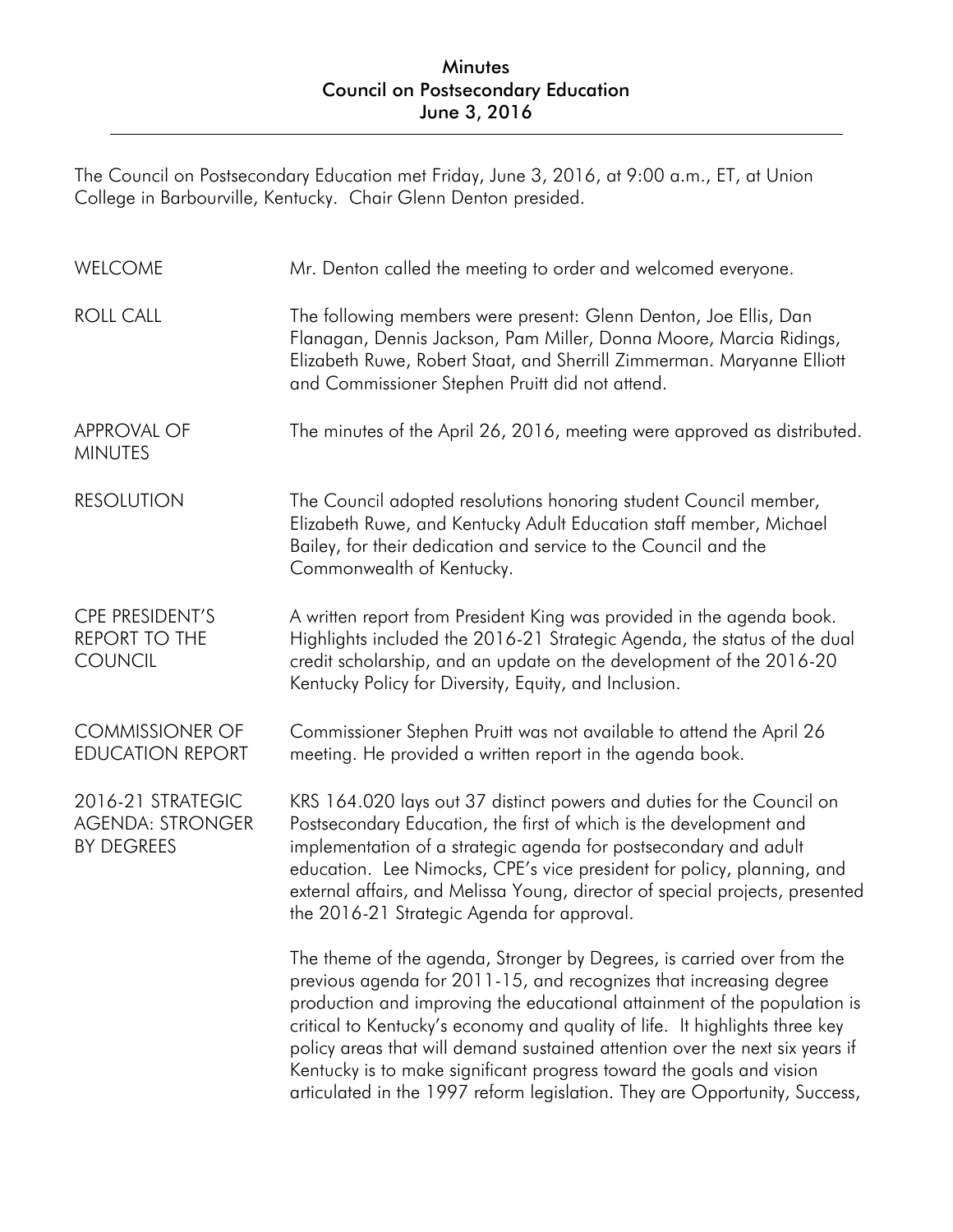# Minutes
## Council on Postsecondary Education
## June 3, 2016

The Council on Postsecondary Education met Friday, June 3, 2016, at 9:00 a.m., ET, at Union College in Barbourville, Kentucky. Chair Glenn Denton presided.

**WELCOME**

Mr. Denton called the meeting to order and welcomed everyone.

**ROLL CALL**

The following members were present: Glenn Denton, Joe Ellis, Dan Flanagan, Dennis Jackson, Pam Miller, Donna Moore, Marcia Ridings, Elizabeth Ruwe, Robert Staat, and Sherrill Zimmerman. Maryanne Elliott and Commissioner Stephen Pruitt did not attend.

**APPROVAL OF MINUTES**

The minutes of the April 26, 2016, meeting were approved as distributed.

**RESOLUTION**

The Council adopted resolutions honoring student Council member, Elizabeth Ruwe, and Kentucky Adult Education staff member, Michael Bailey, for their dedication and service to the Council and the Commonwealth of Kentucky.

**CPE PRESIDENT'S REPORT TO THE COUNCIL**

A written report from President King was provided in the agenda book. Highlights included the 2016-21 Strategic Agenda, the status of the dual credit scholarship, and an update on the development of the 2016-20 Kentucky Policy for Diversity, Equity, and Inclusion.

**COMMISSIONER OF EDUCATION REPORT**

Commissioner Stephen Pruitt was not available to attend the April 26 meeting. He provided a written report in the agenda book.

**2016-21 STRATEGIC AGENDA: STRONGER BY DEGREES**

KRS 164.020 lays out 37 distinct powers and duties for the Council on Postsecondary Education, the first of which is the development and implementation of a strategic agenda for postsecondary and adult education. Lee Nimocks, CPE's vice president for policy, planning, and external affairs, and Melissa Young, director of special projects, presented the 2016-21 Strategic Agenda for approval.

The theme of the agenda, Stronger by Degrees, is carried over from the previous agenda for 2011-15, and recognizes that increasing degree production and improving the educational attainment of the population is critical to Kentucky's economy and quality of life. It highlights three key policy areas that will demand sustained attention over the next six years if Kentucky is to make significant progress toward the goals and vision articulated in the 1997 reform legislation. They are Opportunity, Success,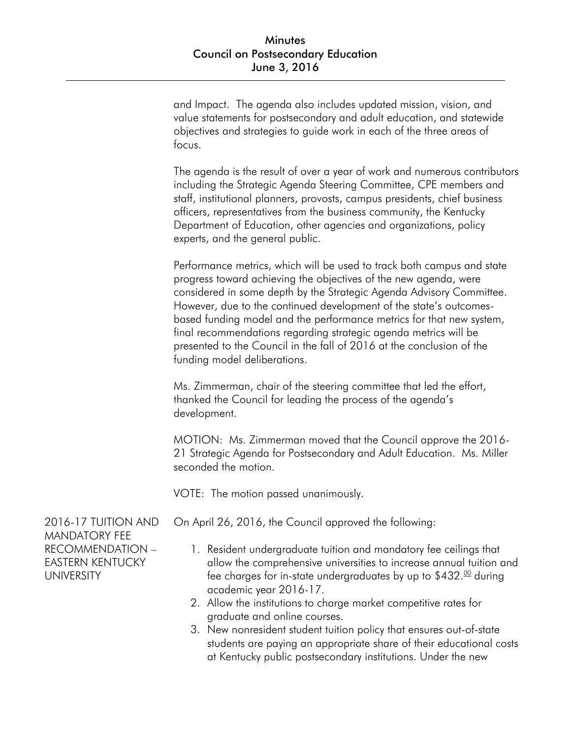and Impact. The agenda also includes updated mission, vision, and value statements for postsecondary and adult education, and statewide objectives and strategies to guide work in each of the three areas of focus.

The agenda is the result of over a year of work and numerous contributors including the Strategic Agenda Steering Committee, CPE members and staff, institutional planners, provosts, campus presidents, chief business officers, representatives from the business community, the Kentucky Department of Education, other agencies and organizations, policy experts, and the general public.

Performance metrics, which will be used to track both campus and state progress toward achieving the objectives of the new agenda, were considered in some depth by the Strategic Agenda Advisory Committee. However, due to the continued development of the state's outcomes-based funding model and the performance metrics for that new system, final recommendations regarding strategic agenda metrics will be presented to the Council in the fall of 2016 at the conclusion of the funding model deliberations.

Ms. Zimmerman, chair of the steering committee that led the effort, thanked the Council for leading the process of the agenda's development.

MOTION: Ms. Zimmerman moved that the Council approve the 2016-21 Strategic Agenda for Postsecondary and Adult Education. Ms. Miller seconded the motion.

VOTE: The motion passed unanimously.

## 2016-17 TUITION AND MANDATORY FEE RECOMMENDATION – EASTERN KENTUCKY UNIVERSITY

On April 26, 2016, the Council approved the following:

1. Resident undergraduate tuition and mandatory fee ceilings that allow the comprehensive universities to increase annual tuition and fee charges for in-state undergraduates by up to $432.00 during academic year 2016-17.
2. Allow the institutions to charge market competitive rates for graduate and online courses.
3. New nonresident student tuition policy that ensures out-of-state students are paying an appropriate share of their educational costs at Kentucky public postsecondary institutions. Under the new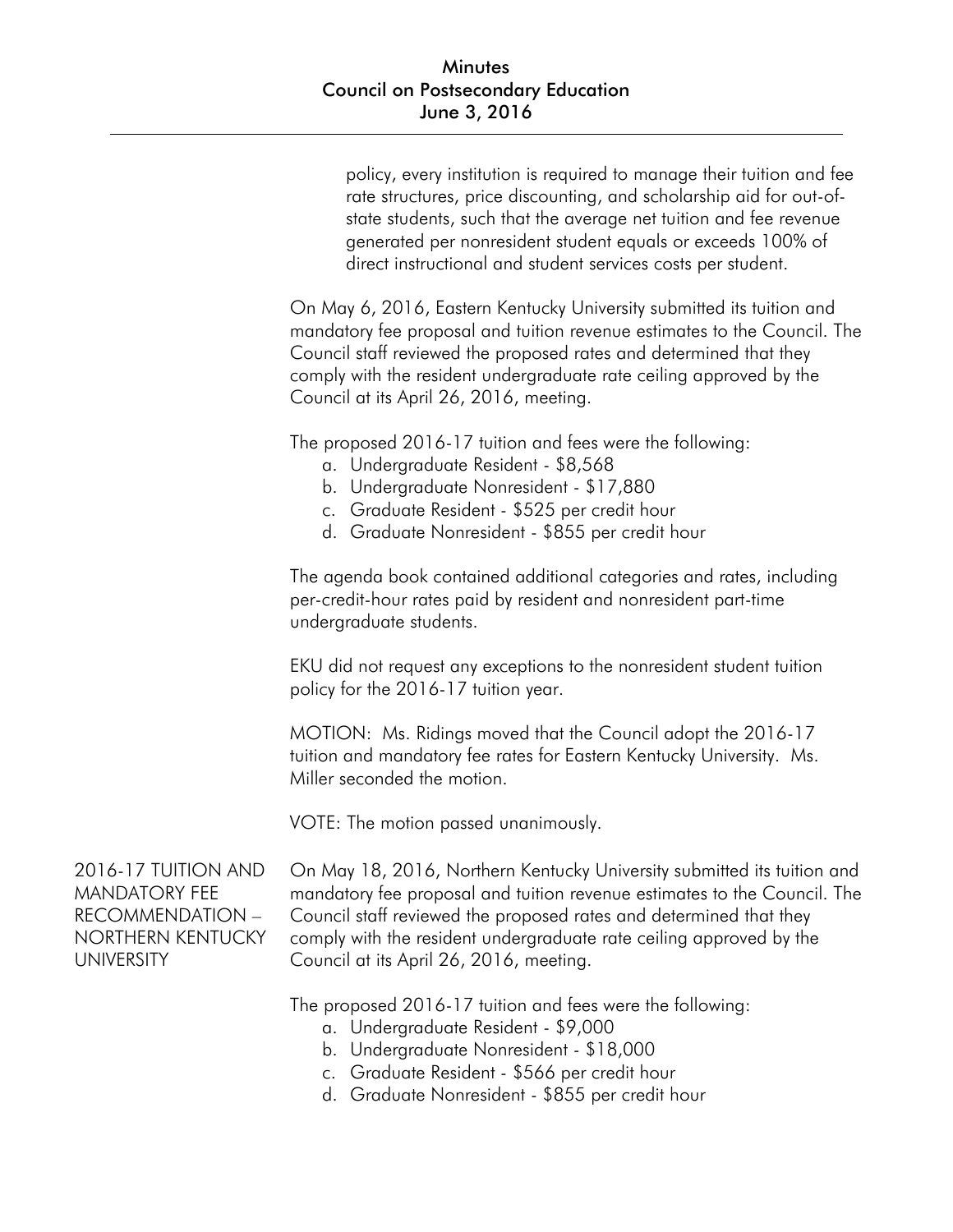policy, every institution is required to manage their tuition and fee rate structures, price discounting, and scholarship aid for out-of-state students, such that the average net tuition and fee revenue generated per nonresident student equals or exceeds 100% of direct instructional and student services costs per student.

On May 6, 2016, Eastern Kentucky University submitted its tuition and mandatory fee proposal and tuition revenue estimates to the Council. The Council staff reviewed the proposed rates and determined that they comply with the resident undergraduate rate ceiling approved by the Council at its April 26, 2016, meeting.

The proposed 2016-17 tuition and fees were the following:

a. Undergraduate Resident - $8,568
b. Undergraduate Nonresident - $17,880
c. Graduate Resident - $525 per credit hour
d. Graduate Nonresident - $855 per credit hour

The agenda book contained additional categories and rates, including per-credit-hour rates paid by resident and nonresident part-time undergraduate students.

EKU did not request any exceptions to the nonresident student tuition policy for the 2016-17 tuition year.

MOTION: Ms. Ridings moved that the Council adopt the 2016-17 tuition and mandatory fee rates for Eastern Kentucky University. Ms. Miller seconded the motion.

VOTE: The motion passed unanimously.

## 2016-17 TUITION AND MANDATORY FEE RECOMMENDATION – NORTHERN KENTUCKY UNIVERSITY

On May 18, 2016, Northern Kentucky University submitted its tuition and mandatory fee proposal and tuition revenue estimates to the Council. The Council staff reviewed the proposed rates and determined that they comply with the resident undergraduate rate ceiling approved by the Council at its April 26, 2016, meeting.

The proposed 2016-17 tuition and fees were the following:

a. Undergraduate Resident - $9,000
b. Undergraduate Nonresident - $18,000
c. Graduate Resident - $566 per credit hour
d. Graduate Nonresident - $855 per credit hour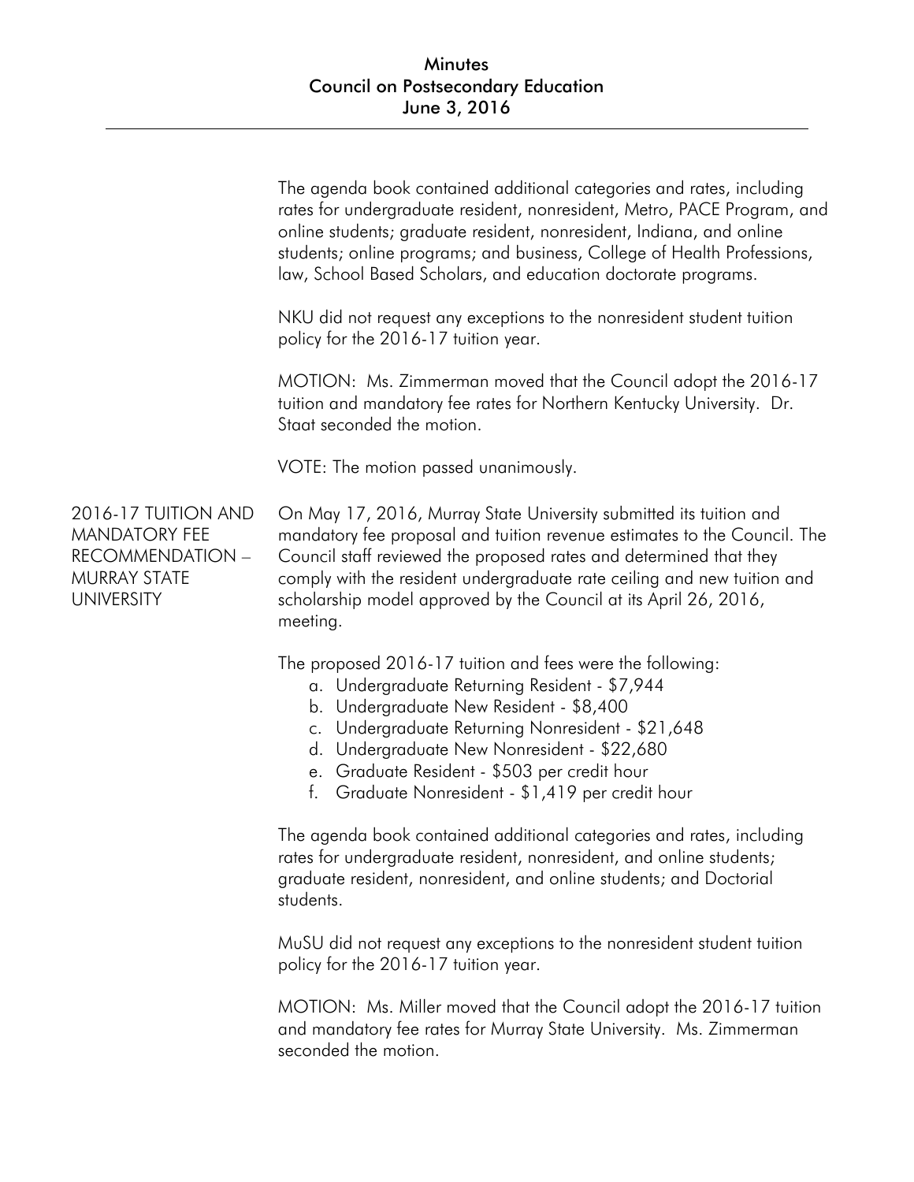The agenda book contained additional categories and rates, including rates for undergraduate resident, nonresident, Metro, PACE Program, and online students; graduate resident, nonresident, Indiana, and online students; online programs; and business, College of Health Professions, law, School Based Scholars, and education doctorate programs.

NKU did not request any exceptions to the nonresident student tuition policy for the 2016-17 tuition year.

MOTION: Ms. Zimmerman moved that the Council adopt the 2016-17 tuition and mandatory fee rates for Northern Kentucky University. Dr. Staat seconded the motion.

VOTE: The motion passed unanimously.

**2016-17 TUITION AND MANDATORY FEE RECOMMENDATION – MURRAY STATE UNIVERSITY**

On May 17, 2016, Murray State University submitted its tuition and mandatory fee proposal and tuition revenue estimates to the Council. The Council staff reviewed the proposed rates and determined that they comply with the resident undergraduate rate ceiling and new tuition and scholarship model approved by the Council at its April 26, 2016, meeting.

The proposed 2016-17 tuition and fees were the following:

a. Undergraduate Returning Resident - $7,944
b. Undergraduate New Resident - $8,400
c. Undergraduate Returning Nonresident - $21,648
d. Undergraduate New Nonresident - $22,680
e. Graduate Resident - $503 per credit hour
f. Graduate Nonresident - $1,419 per credit hour

The agenda book contained additional categories and rates, including rates for undergraduate resident, nonresident, and online students; graduate resident, nonresident, and online students; and Doctorial students.

MuSU did not request any exceptions to the nonresident student tuition policy for the 2016-17 tuition year.

MOTION: Ms. Miller moved that the Council adopt the 2016-17 tuition and mandatory fee rates for Murray State University. Ms. Zimmerman seconded the motion.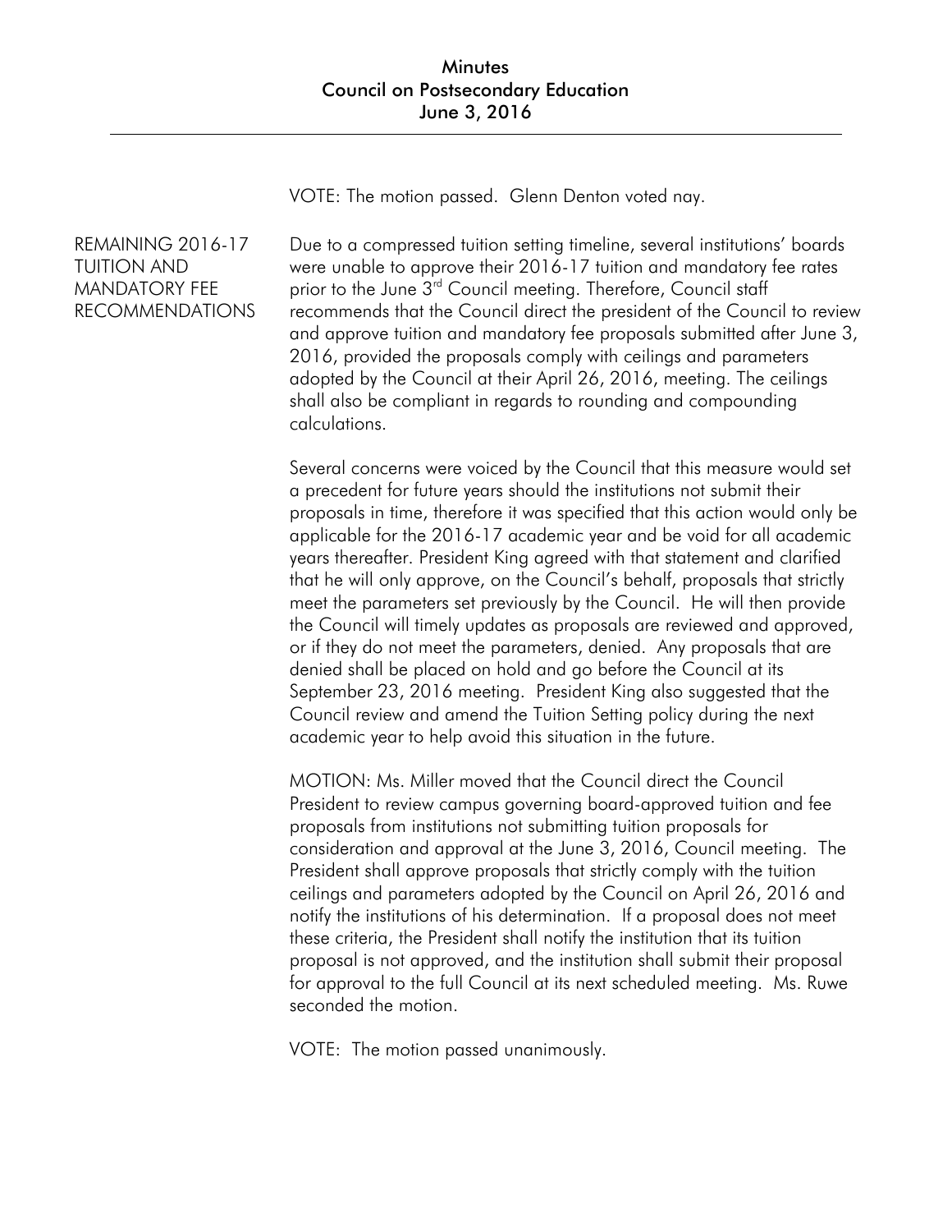VOTE: The motion passed. Glenn Denton voted nay.

**REMAINING 2016-17 TUITION AND MANDATORY FEE RECOMMENDATIONS**

Due to a compressed tuition setting timeline, several institutions' boards were unable to approve their 2016-17 tuition and mandatory fee rates prior to the June 3rd Council meeting. Therefore, Council staff recommends that the Council direct the president of the Council to review and approve tuition and mandatory fee proposals submitted after June 3, 2016, provided the proposals comply with ceilings and parameters adopted by the Council at their April 26, 2016, meeting. The ceilings shall also be compliant in regards to rounding and compounding calculations.

Several concerns were voiced by the Council that this measure would set a precedent for future years should the institutions not submit their proposals in time, therefore it was specified that this action would only be applicable for the 2016-17 academic year and be void for all academic years thereafter. President King agreed with that statement and clarified that he will only approve, on the Council's behalf, proposals that strictly meet the parameters set previously by the Council. He will then provide the Council will timely updates as proposals are reviewed and approved, or if they do not meet the parameters, denied. Any proposals that are denied shall be placed on hold and go before the Council at its September 23, 2016 meeting. President King also suggested that the Council review and amend the Tuition Setting policy during the next academic year to help avoid this situation in the future.

MOTION: Ms. Miller moved that the Council direct the Council President to review campus governing board-approved tuition and fee proposals from institutions not submitting tuition proposals for consideration and approval at the June 3, 2016, Council meeting. The President shall approve proposals that strictly comply with the tuition ceilings and parameters adopted by the Council on April 26, 2016 and notify the institutions of his determination. If a proposal does not meet these criteria, the President shall notify the institution that its tuition proposal is not approved, and the institution shall submit their proposal for approval to the full Council at its next scheduled meeting. Ms. Ruwe seconded the motion.

VOTE: The motion passed unanimously.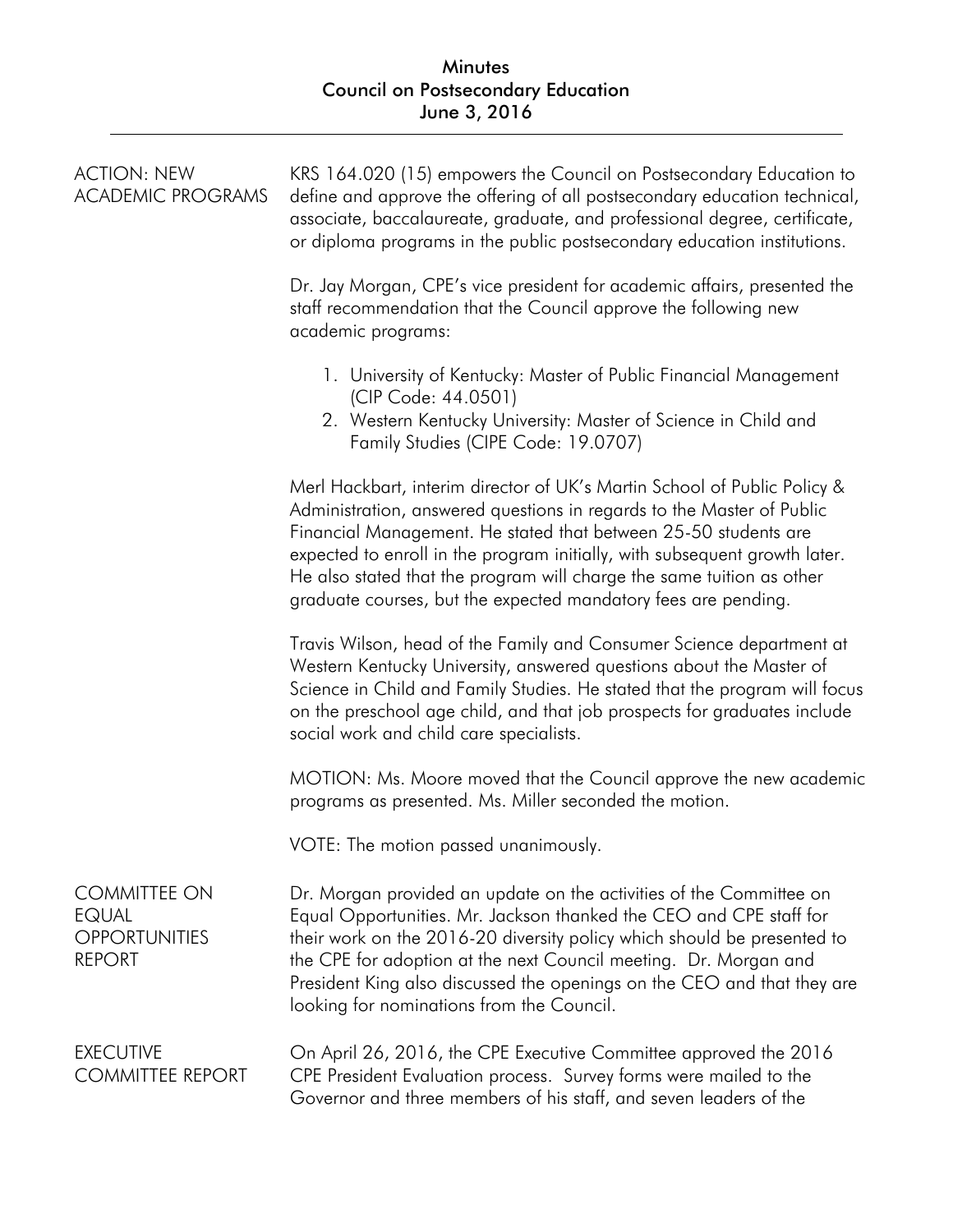# Minutes
## Council on Postsecondary Education
## June 3, 2016

### ACTION: NEW ACADEMIC PROGRAMS

KRS 164.020 (15) empowers the Council on Postsecondary Education to define and approve the offering of all postsecondary education technical, associate, baccalaureate, graduate, and professional degree, certificate, or diploma programs in the public postsecondary education institutions.

Dr. Jay Morgan, CPE's vice president for academic affairs, presented the staff recommendation that the Council approve the following new academic programs:

1. University of Kentucky: Master of Public Financial Management (CIP Code: 44.0501)
2. Western Kentucky University: Master of Science in Child and Family Studies (CIPE Code: 19.0707)

Merl Hackbart, interim director of UK's Martin School of Public Policy & Administration, answered questions in regards to the Master of Public Financial Management. He stated that between 25-50 students are expected to enroll in the program initially, with subsequent growth later. He also stated that the program will charge the same tuition as other graduate courses, but the expected mandatory fees are pending.

Travis Wilson, head of the Family and Consumer Science department at Western Kentucky University, answered questions about the Master of Science in Child and Family Studies. He stated that the program will focus on the preschool age child, and that job prospects for graduates include social work and child care specialists.

MOTION: Ms. Moore moved that the Council approve the new academic programs as presented. Ms. Miller seconded the motion.

VOTE: The motion passed unanimously.

### COMMITTEE ON EQUAL OPPORTUNITIES REPORT

Dr. Morgan provided an update on the activities of the Committee on Equal Opportunities. Mr. Jackson thanked the CEO and CPE staff for their work on the 2016-20 diversity policy which should be presented to the CPE for adoption at the next Council meeting. Dr. Morgan and President King also discussed the openings on the CEO and that they are looking for nominations from the Council.

### EXECUTIVE COMMITTEE REPORT

On April 26, 2016, the CPE Executive Committee approved the 2016 CPE President Evaluation process. Survey forms were mailed to the Governor and three members of his staff, and seven leaders of the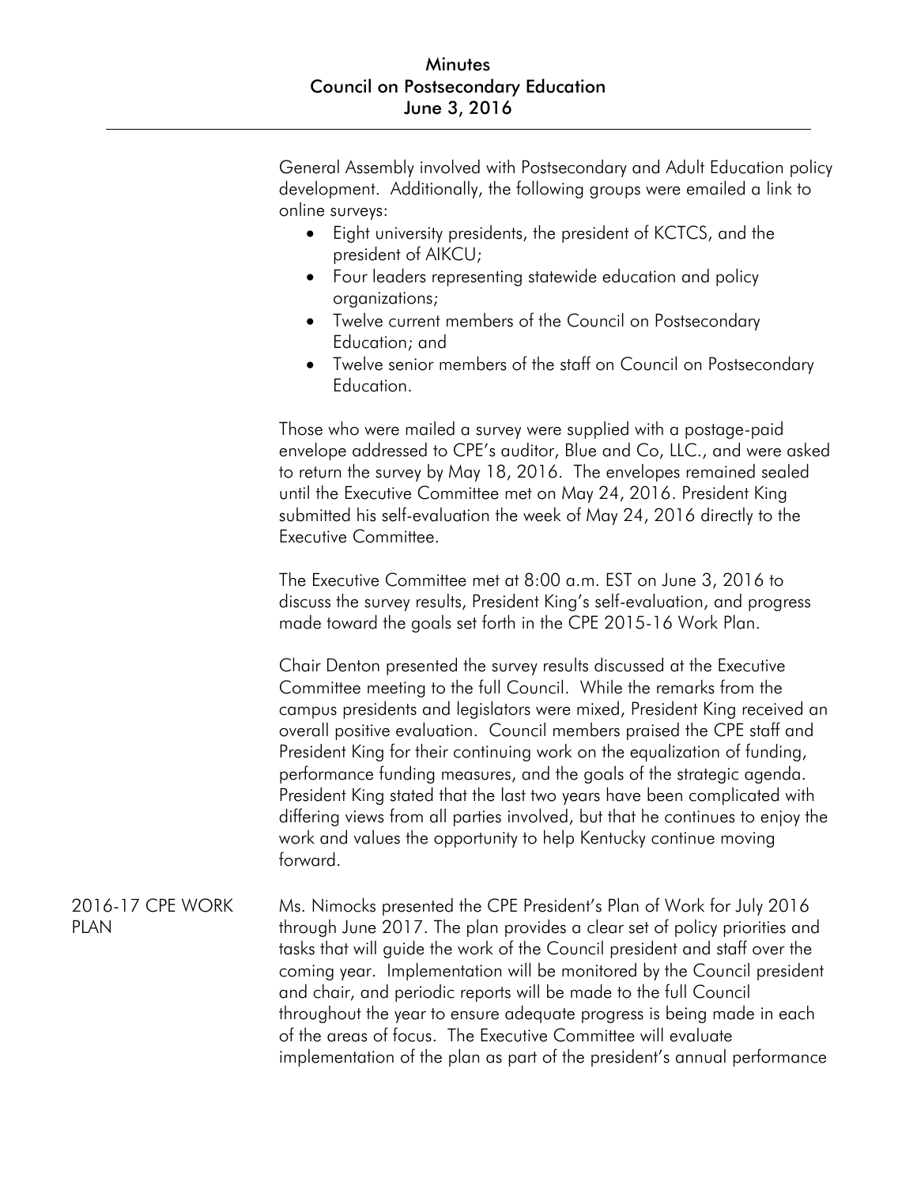General Assembly involved with Postsecondary and Adult Education policy development. Additionally, the following groups were emailed a link to online surveys:

- Eight university presidents, the president of KCTCS, and the president of AIKCU;
- Four leaders representing statewide education and policy organizations;
- Twelve current members of the Council on Postsecondary Education; and
- Twelve senior members of the staff on Council on Postsecondary Education.

Those who were mailed a survey were supplied with a postage-paid envelope addressed to CPE's auditor, Blue and Co, LLC., and were asked to return the survey by May 18, 2016. The envelopes remained sealed until the Executive Committee met on May 24, 2016. President King submitted his self-evaluation the week of May 24, 2016 directly to the Executive Committee.

The Executive Committee met at 8:00 a.m. EST on June 3, 2016 to discuss the survey results, President King's self-evaluation, and progress made toward the goals set forth in the CPE 2015-16 Work Plan.

Chair Denton presented the survey results discussed at the Executive Committee meeting to the full Council. While the remarks from the campus presidents and legislators were mixed, President King received an overall positive evaluation. Council members praised the CPE staff and President King for their continuing work on the equalization of funding, performance funding measures, and the goals of the strategic agenda. President King stated that the last two years have been complicated with differing views from all parties involved, but that he continues to enjoy the work and values the opportunity to help Kentucky continue moving forward.

**2016-17 CPE WORK PLAN**

Ms. Nimocks presented the CPE President's Plan of Work for July 2016 through June 2017. The plan provides a clear set of policy priorities and tasks that will guide the work of the Council president and staff over the coming year. Implementation will be monitored by the Council president and chair, and periodic reports will be made to the full Council throughout the year to ensure adequate progress is being made in each of the areas of focus. The Executive Committee will evaluate implementation of the plan as part of the president's annual performance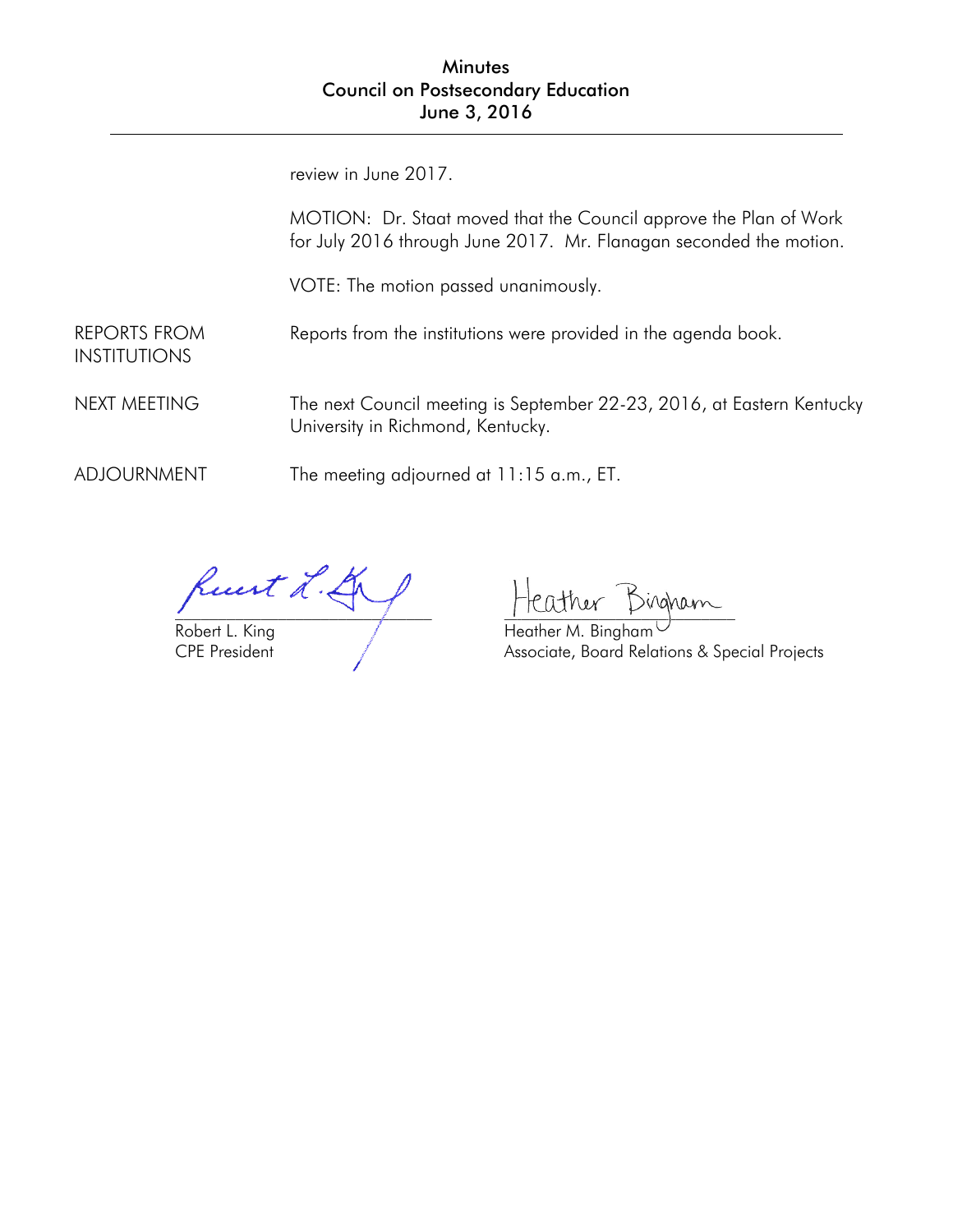review in June 2017.

MOTION: Dr. Staat moved that the Council approve the Plan of Work for July 2016 through June 2017. Mr. Flanagan seconded the motion.

VOTE: The motion passed unanimously.

REPORTS FROM INSTITUTIONS — Reports from the institutions were provided in the agenda book.

NEXT MEETING — The next Council meeting is September 22-23, 2016, at Eastern Kentucky University in Richmond, Kentucky.

ADJOURNMENT — The meeting adjourned at 11:15 a.m., ET.

Robert L. King
CPE President

Heather M. Bingham
Associate, Board Relations & Special Projects